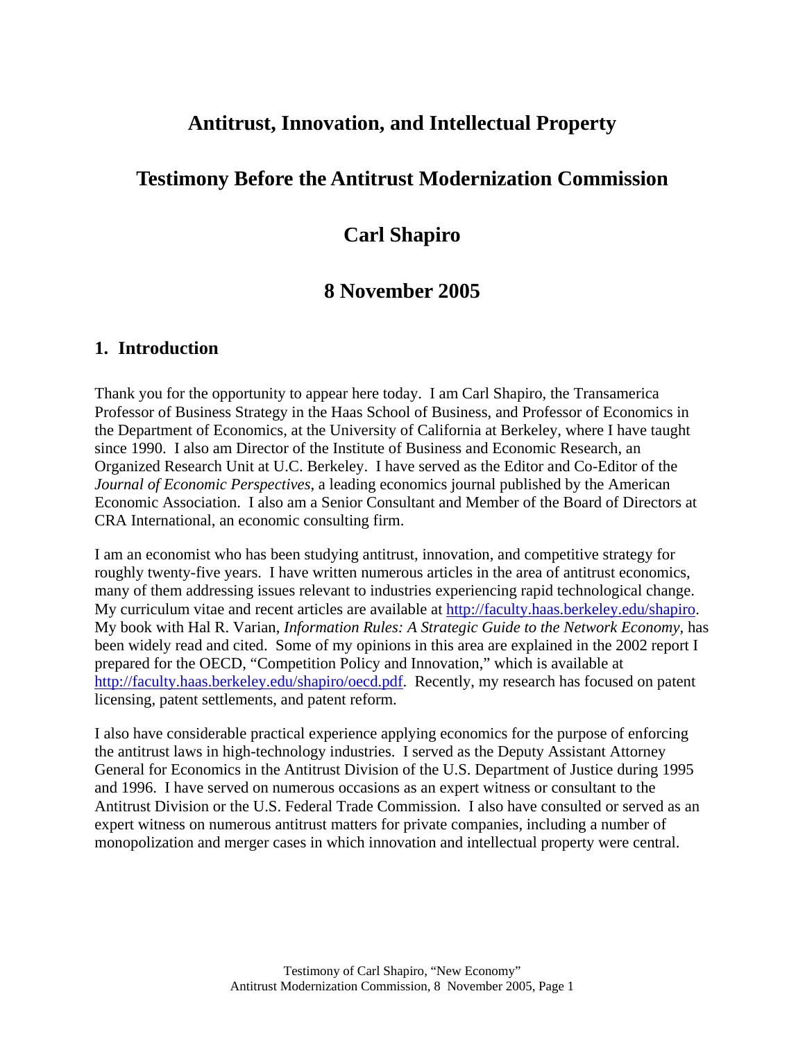# Antitrust, Innovation, and Intellectual Property

# Testimony Before the Antitrust Modernization Commission

# Carl Shapiro

# 8 November 2005

## 1. Introduction

Thank you for the opportunity to appear here today. I am Carl Shapiro, the Transamerica Professor of Business Strategy in the Haas School of Business, and Professor of Economics in the Department of Economics, at the University of California at Berkeley, where I have taught since 1990. I also am Director of the Institute of Business and Economic Research, an Organized Research Unit at U.C. Berkeley. I have served as the Editor and Co-Editor of the *Journal of Economic Perspectives*, a leading economics journal published by the American Economic Association. I also am a Senior Consultant and Member of the Board of Directors at CRA International, an economic consulting firm.

I am an economist who has been studying antitrust, innovation, and competitive strategy for roughly twenty-five years. I have written numerous articles in the area of antitrust economics, many of them addressing issues relevant to industries experiencing rapid technological change. My curriculum vitae and recent articles are available at http://faculty.haas.berkeley.edu/shapiro. My book with Hal R. Varian, *Information Rules: A Strategic Guide to the Network Economy*, has been widely read and cited. Some of my opinions in this area are explained in the 2002 report I prepared for the OECD, "Competition Policy and Innovation," which is available at http://faculty.haas.berkeley.edu/shapiro/oecd.pdf. Recently, my research has focused on patent licensing, patent settlements, and patent reform.

I also have considerable practical experience applying economics for the purpose of enforcing the antitrust laws in high-technology industries. I served as the Deputy Assistant Attorney General for Economics in the Antitrust Division of the U.S. Department of Justice during 1995 and 1996. I have served on numerous occasions as an expert witness or consultant to the Antitrust Division or the U.S. Federal Trade Commission. I also have consulted or served as an expert witness on numerous antitrust matters for private companies, including a number of monopolization and merger cases in which innovation and intellectual property were central.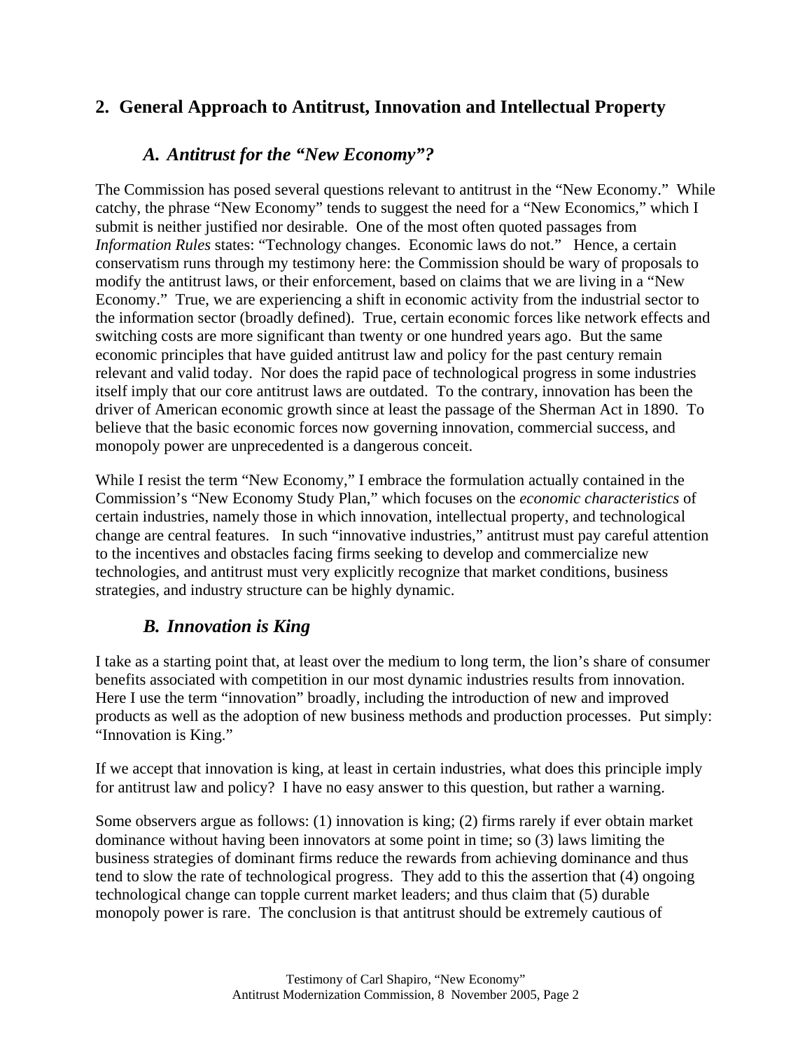## 2. General Approach to Antitrust, Innovation and Intellectual Property

### *A. Antitrust for the "New Economy"?*

The Commission has posed several questions relevant to antitrust in the "New Economy." While catchy, the phrase "New Economy" tends to suggest the need for a "New Economics," which I submit is neither justified nor desirable. One of the most often quoted passages from *Information Rules* states: "Technology changes. Economic laws do not." Hence, a certain conservatism runs through my testimony here: the Commission should be wary of proposals to modify the antitrust laws, or their enforcement, based on claims that we are living in a "New Economy." True, we are experiencing a shift in economic activity from the industrial sector to the information sector (broadly defined). True, certain economic forces like network effects and switching costs are more significant than twenty or one hundred years ago. But the same economic principles that have guided antitrust law and policy for the past century remain relevant and valid today. Nor does the rapid pace of technological progress in some industries itself imply that our core antitrust laws are outdated. To the contrary, innovation has been the driver of American economic growth since at least the passage of the Sherman Act in 1890. To believe that the basic economic forces now governing innovation, commercial success, and monopoly power are unprecedented is a dangerous conceit.

While I resist the term "New Economy," I embrace the formulation actually contained in the Commission's "New Economy Study Plan," which focuses on the *economic characteristics* of certain industries, namely those in which innovation, intellectual property, and technological change are central features. In such "innovative industries," antitrust must pay careful attention to the incentives and obstacles facing firms seeking to develop and commercialize new technologies, and antitrust must very explicitly recognize that market conditions, business strategies, and industry structure can be highly dynamic.

### *B. Innovation is King*

I take as a starting point that, at least over the medium to long term, the lion's share of consumer benefits associated with competition in our most dynamic industries results from innovation. Here I use the term "innovation" broadly, including the introduction of new and improved products as well as the adoption of new business methods and production processes. Put simply: "Innovation is King."

If we accept that innovation is king, at least in certain industries, what does this principle imply for antitrust law and policy? I have no easy answer to this question, but rather a warning.

Some observers argue as follows: (1) innovation is king; (2) firms rarely if ever obtain market dominance without having been innovators at some point in time; so (3) laws limiting the business strategies of dominant firms reduce the rewards from achieving dominance and thus tend to slow the rate of technological progress. They add to this the assertion that (4) ongoing technological change can topple current market leaders; and thus claim that (5) durable monopoly power is rare. The conclusion is that antitrust should be extremely cautious of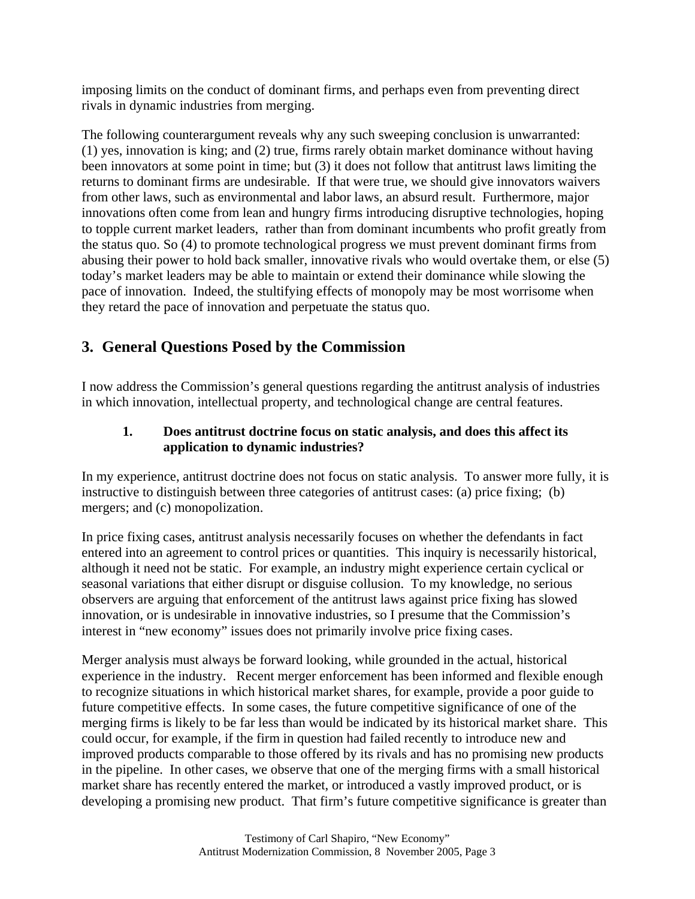imposing limits on the conduct of dominant firms, and perhaps even from preventing direct rivals in dynamic industries from merging.

The following counterargument reveals why any such sweeping conclusion is unwarranted: (1) yes, innovation is king; and (2) true, firms rarely obtain market dominance without having been innovators at some point in time; but (3) it does not follow that antitrust laws limiting the returns to dominant firms are undesirable. If that were true, we should give innovators waivers from other laws, such as environmental and labor laws, an absurd result. Furthermore, major innovations often come from lean and hungry firms introducing disruptive technologies, hoping to topple current market leaders, rather than from dominant incumbents who profit greatly from the status quo. So (4) to promote technological progress we must prevent dominant firms from abusing their power to hold back smaller, innovative rivals who would overtake them, or else (5) today's market leaders may be able to maintain or extend their dominance while slowing the pace of innovation. Indeed, the stultifying effects of monopoly may be most worrisome when they retard the pace of innovation and perpetuate the status quo.

## 3. General Questions Posed by the Commission

I now address the Commission's general questions regarding the antitrust analysis of industries in which innovation, intellectual property, and technological change are central features.

### 1. Does antitrust doctrine focus on static analysis, and does this affect its application to dynamic industries?

In my experience, antitrust doctrine does not focus on static analysis. To answer more fully, it is instructive to distinguish between three categories of antitrust cases: (a) price fixing; (b) mergers; and (c) monopolization.

In price fixing cases, antitrust analysis necessarily focuses on whether the defendants in fact entered into an agreement to control prices or quantities. This inquiry is necessarily historical, although it need not be static. For example, an industry might experience certain cyclical or seasonal variations that either disrupt or disguise collusion. To my knowledge, no serious observers are arguing that enforcement of the antitrust laws against price fixing has slowed innovation, or is undesirable in innovative industries, so I presume that the Commission's interest in "new economy" issues does not primarily involve price fixing cases.

Merger analysis must always be forward looking, while grounded in the actual, historical experience in the industry. Recent merger enforcement has been informed and flexible enough to recognize situations in which historical market shares, for example, provide a poor guide to future competitive effects. In some cases, the future competitive significance of one of the merging firms is likely to be far less than would be indicated by its historical market share. This could occur, for example, if the firm in question had failed recently to introduce new and improved products comparable to those offered by its rivals and has no promising new products in the pipeline. In other cases, we observe that one of the merging firms with a small historical market share has recently entered the market, or introduced a vastly improved product, or is developing a promising new product. That firm's future competitive significance is greater than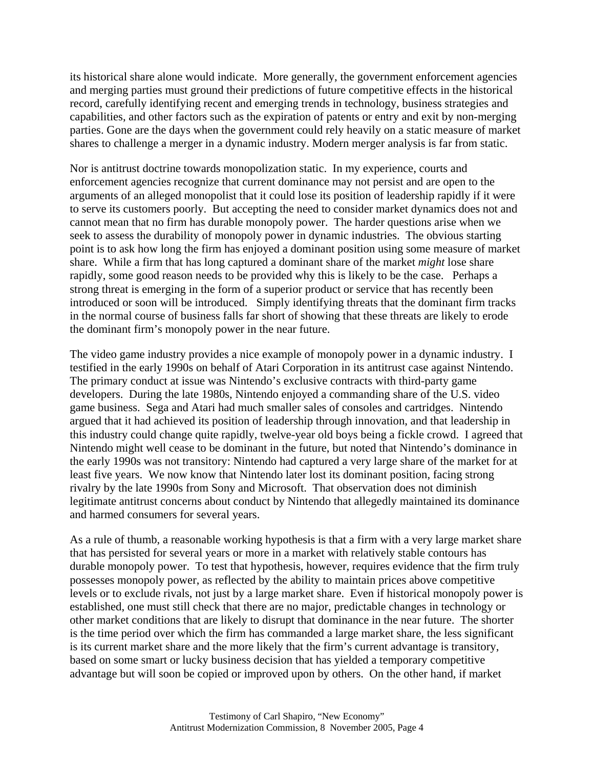its historical share alone would indicate. More generally, the government enforcement agencies and merging parties must ground their predictions of future competitive effects in the historical record, carefully identifying recent and emerging trends in technology, business strategies and capabilities, and other factors such as the expiration of patents or entry and exit by non-merging parties. Gone are the days when the government could rely heavily on a static measure of market shares to challenge a merger in a dynamic industry. Modern merger analysis is far from static.

Nor is antitrust doctrine towards monopolization static. In my experience, courts and enforcement agencies recognize that current dominance may not persist and are open to the arguments of an alleged monopolist that it could lose its position of leadership rapidly if it were to serve its customers poorly. But accepting the need to consider market dynamics does not and cannot mean that no firm has durable monopoly power. The harder questions arise when we seek to assess the durability of monopoly power in dynamic industries. The obvious starting point is to ask how long the firm has enjoyed a dominant position using some measure of market share. While a firm that has long captured a dominant share of the market *might* lose share rapidly, some good reason needs to be provided why this is likely to be the case. Perhaps a strong threat is emerging in the form of a superior product or service that has recently been introduced or soon will be introduced. Simply identifying threats that the dominant firm tracks in the normal course of business falls far short of showing that these threats are likely to erode the dominant firm's monopoly power in the near future.

The video game industry provides a nice example of monopoly power in a dynamic industry. I testified in the early 1990s on behalf of Atari Corporation in its antitrust case against Nintendo. The primary conduct at issue was Nintendo's exclusive contracts with third-party game developers. During the late 1980s, Nintendo enjoyed a commanding share of the U.S. video game business. Sega and Atari had much smaller sales of consoles and cartridges. Nintendo argued that it had achieved its position of leadership through innovation, and that leadership in this industry could change quite rapidly, twelve-year old boys being a fickle crowd. I agreed that Nintendo might well cease to be dominant in the future, but noted that Nintendo's dominance in the early 1990s was not transitory: Nintendo had captured a very large share of the market for at least five years. We now know that Nintendo later lost its dominant position, facing strong rivalry by the late 1990s from Sony and Microsoft. That observation does not diminish legitimate antitrust concerns about conduct by Nintendo that allegedly maintained its dominance and harmed consumers for several years.

As a rule of thumb, a reasonable working hypothesis is that a firm with a very large market share that has persisted for several years or more in a market with relatively stable contours has durable monopoly power. To test that hypothesis, however, requires evidence that the firm truly possesses monopoly power, as reflected by the ability to maintain prices above competitive levels or to exclude rivals, not just by a large market share. Even if historical monopoly power is established, one must still check that there are no major, predictable changes in technology or other market conditions that are likely to disrupt that dominance in the near future. The shorter is the time period over which the firm has commanded a large market share, the less significant is its current market share and the more likely that the firm's current advantage is transitory, based on some smart or lucky business decision that has yielded a temporary competitive advantage but will soon be copied or improved upon by others. On the other hand, if market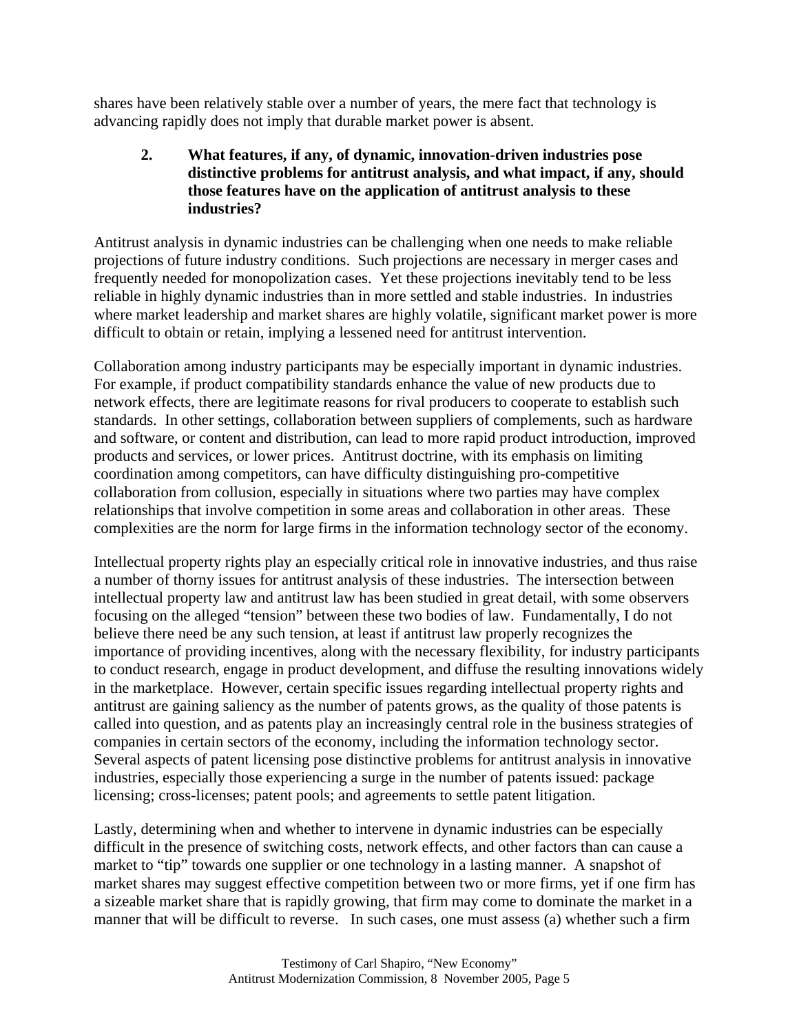shares have been relatively stable over a number of years, the mere fact that technology is advancing rapidly does not imply that durable market power is absent.

**2. What features, if any, of dynamic, innovation-driven industries pose distinctive problems for antitrust analysis, and what impact, if any, should those features have on the application of antitrust analysis to these industries?**

Antitrust analysis in dynamic industries can be challenging when one needs to make reliable projections of future industry conditions. Such projections are necessary in merger cases and frequently needed for monopolization cases. Yet these projections inevitably tend to be less reliable in highly dynamic industries than in more settled and stable industries. In industries where market leadership and market shares are highly volatile, significant market power is more difficult to obtain or retain, implying a lessened need for antitrust intervention.

Collaboration among industry participants may be especially important in dynamic industries. For example, if product compatibility standards enhance the value of new products due to network effects, there are legitimate reasons for rival producers to cooperate to establish such standards. In other settings, collaboration between suppliers of complements, such as hardware and software, or content and distribution, can lead to more rapid product introduction, improved products and services, or lower prices. Antitrust doctrine, with its emphasis on limiting coordination among competitors, can have difficulty distinguishing pro-competitive collaboration from collusion, especially in situations where two parties may have complex relationships that involve competition in some areas and collaboration in other areas. These complexities are the norm for large firms in the information technology sector of the economy.

Intellectual property rights play an especially critical role in innovative industries, and thus raise a number of thorny issues for antitrust analysis of these industries. The intersection between intellectual property law and antitrust law has been studied in great detail, with some observers focusing on the alleged "tension" between these two bodies of law. Fundamentally, I do not believe there need be any such tension, at least if antitrust law properly recognizes the importance of providing incentives, along with the necessary flexibility, for industry participants to conduct research, engage in product development, and diffuse the resulting innovations widely in the marketplace. However, certain specific issues regarding intellectual property rights and antitrust are gaining saliency as the number of patents grows, as the quality of those patents is called into question, and as patents play an increasingly central role in the business strategies of companies in certain sectors of the economy, including the information technology sector. Several aspects of patent licensing pose distinctive problems for antitrust analysis in innovative industries, especially those experiencing a surge in the number of patents issued: package licensing; cross-licenses; patent pools; and agreements to settle patent litigation.

Lastly, determining when and whether to intervene in dynamic industries can be especially difficult in the presence of switching costs, network effects, and other factors than can cause a market to "tip" towards one supplier or one technology in a lasting manner. A snapshot of market shares may suggest effective competition between two or more firms, yet if one firm has a sizeable market share that is rapidly growing, that firm may come to dominate the market in a manner that will be difficult to reverse. In such cases, one must assess (a) whether such a firm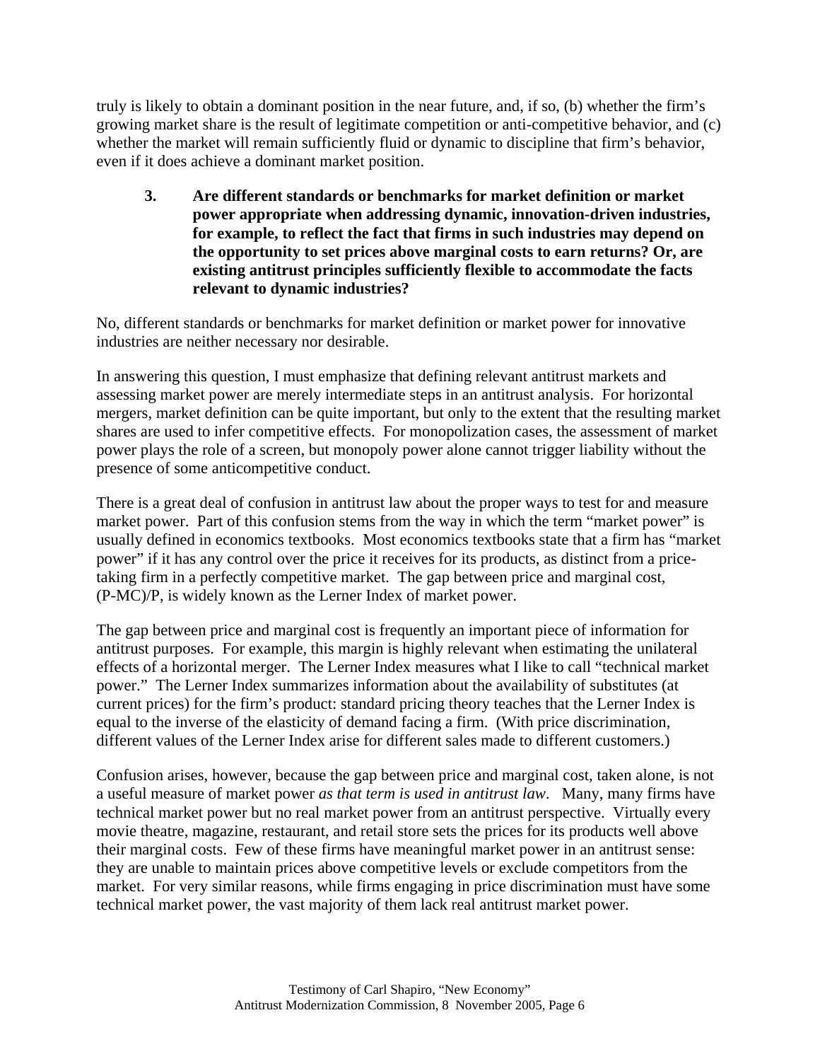truly is likely to obtain a dominant position in the near future, and, if so, (b) whether the firm's growing market share is the result of legitimate competition or anti-competitive behavior, and (c) whether the market will remain sufficiently fluid or dynamic to discipline that firm's behavior, even if it does achieve a dominant market position.

> **3. Are different standards or benchmarks for market definition or market power appropriate when addressing dynamic, innovation-driven industries, for example, to reflect the fact that firms in such industries may depend on the opportunity to set prices above marginal costs to earn returns? Or, are existing antitrust principles sufficiently flexible to accommodate the facts relevant to dynamic industries?**

No, different standards or benchmarks for market definition or market power for innovative industries are neither necessary nor desirable.

In answering this question, I must emphasize that defining relevant antitrust markets and assessing market power are merely intermediate steps in an antitrust analysis. For horizontal mergers, market definition can be quite important, but only to the extent that the resulting market shares are used to infer competitive effects. For monopolization cases, the assessment of market power plays the role of a screen, but monopoly power alone cannot trigger liability without the presence of some anticompetitive conduct.

There is a great deal of confusion in antitrust law about the proper ways to test for and measure market power. Part of this confusion stems from the way in which the term "market power" is usually defined in economics textbooks. Most economics textbooks state that a firm has "market power" if it has any control over the price it receives for its products, as distinct from a price-taking firm in a perfectly competitive market. The gap between price and marginal cost, (P-MC)/P, is widely known as the Lerner Index of market power.

The gap between price and marginal cost is frequently an important piece of information for antitrust purposes. For example, this margin is highly relevant when estimating the unilateral effects of a horizontal merger. The Lerner Index measures what I like to call "technical market power." The Lerner Index summarizes information about the availability of substitutes (at current prices) for the firm's product: standard pricing theory teaches that the Lerner Index is equal to the inverse of the elasticity of demand facing a firm. (With price discrimination, different values of the Lerner Index arise for different sales made to different customers.)

Confusion arises, however, because the gap between price and marginal cost, taken alone, is not a useful measure of market power *as that term is used in antitrust law*. Many, many firms have technical market power but no real market power from an antitrust perspective. Virtually every movie theatre, magazine, restaurant, and retail store sets the prices for its products well above their marginal costs. Few of these firms have meaningful market power in an antitrust sense: they are unable to maintain prices above competitive levels or exclude competitors from the market. For very similar reasons, while firms engaging in price discrimination must have some technical market power, the vast majority of them lack real antitrust market power.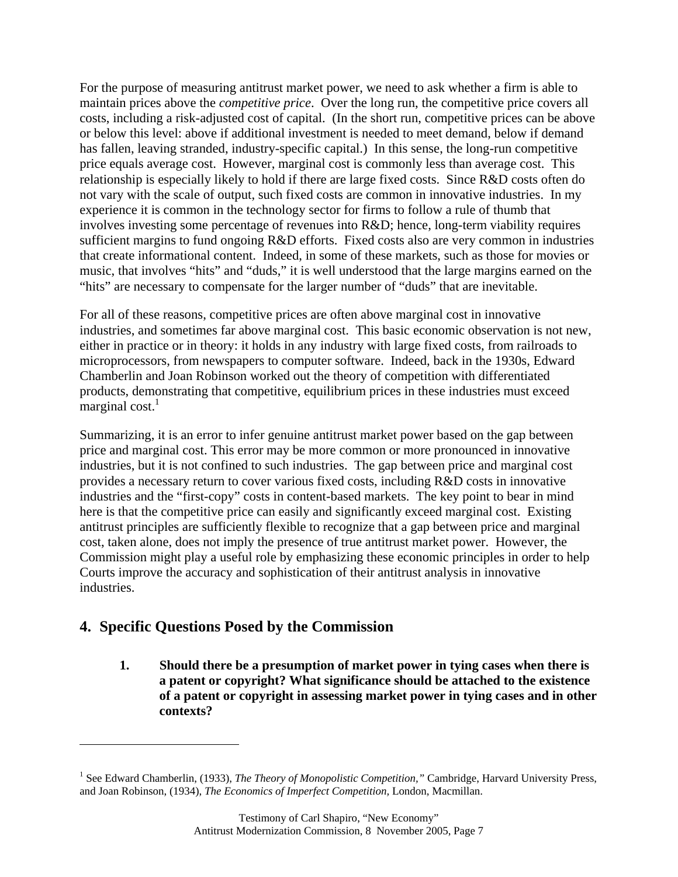For the purpose of measuring antitrust market power, we need to ask whether a firm is able to maintain prices above the *competitive price*. Over the long run, the competitive price covers all costs, including a risk-adjusted cost of capital. (In the short run, competitive prices can be above or below this level: above if additional investment is needed to meet demand, below if demand has fallen, leaving stranded, industry-specific capital.) In this sense, the long-run competitive price equals average cost. However, marginal cost is commonly less than average cost. This relationship is especially likely to hold if there are large fixed costs. Since R&D costs often do not vary with the scale of output, such fixed costs are common in innovative industries. In my experience it is common in the technology sector for firms to follow a rule of thumb that involves investing some percentage of revenues into R&D; hence, long-term viability requires sufficient margins to fund ongoing R&D efforts. Fixed costs also are very common in industries that create informational content. Indeed, in some of these markets, such as those for movies or music, that involves "hits" and "duds," it is well understood that the large margins earned on the "hits" are necessary to compensate for the larger number of "duds" that are inevitable.

For all of these reasons, competitive prices are often above marginal cost in innovative industries, and sometimes far above marginal cost. This basic economic observation is not new, either in practice or in theory: it holds in any industry with large fixed costs, from railroads to microprocessors, from newspapers to computer software. Indeed, back in the 1930s, Edward Chamberlin and Joan Robinson worked out the theory of competition with differentiated products, demonstrating that competitive, equilibrium prices in these industries must exceed marginal cost.[1]

Summarizing, it is an error to infer genuine antitrust market power based on the gap between price and marginal cost. This error may be more common or more pronounced in innovative industries, but it is not confined to such industries. The gap between price and marginal cost provides a necessary return to cover various fixed costs, including R&D costs in innovative industries and the "first-copy" costs in content-based markets. The key point to bear in mind here is that the competitive price can easily and significantly exceed marginal cost. Existing antitrust principles are sufficiently flexible to recognize that a gap between price and marginal cost, taken alone, does not imply the presence of true antitrust market power. However, the Commission might play a useful role by emphasizing these economic principles in order to help Courts improve the accuracy and sophistication of their antitrust analysis in innovative industries.

## 4. Specific Questions Posed by the Commission

**1. Should there be a presumption of market power in tying cases when there is a patent or copyright? What significance should be attached to the existence of a patent or copyright in assessing market power in tying cases and in other contexts?**

---

[1] See Edward Chamberlin, (1933), *The Theory of Monopolistic Competition,"* Cambridge, Harvard University Press, and Joan Robinson, (1934), *The Economics of Imperfect Competition,* London, Macmillan.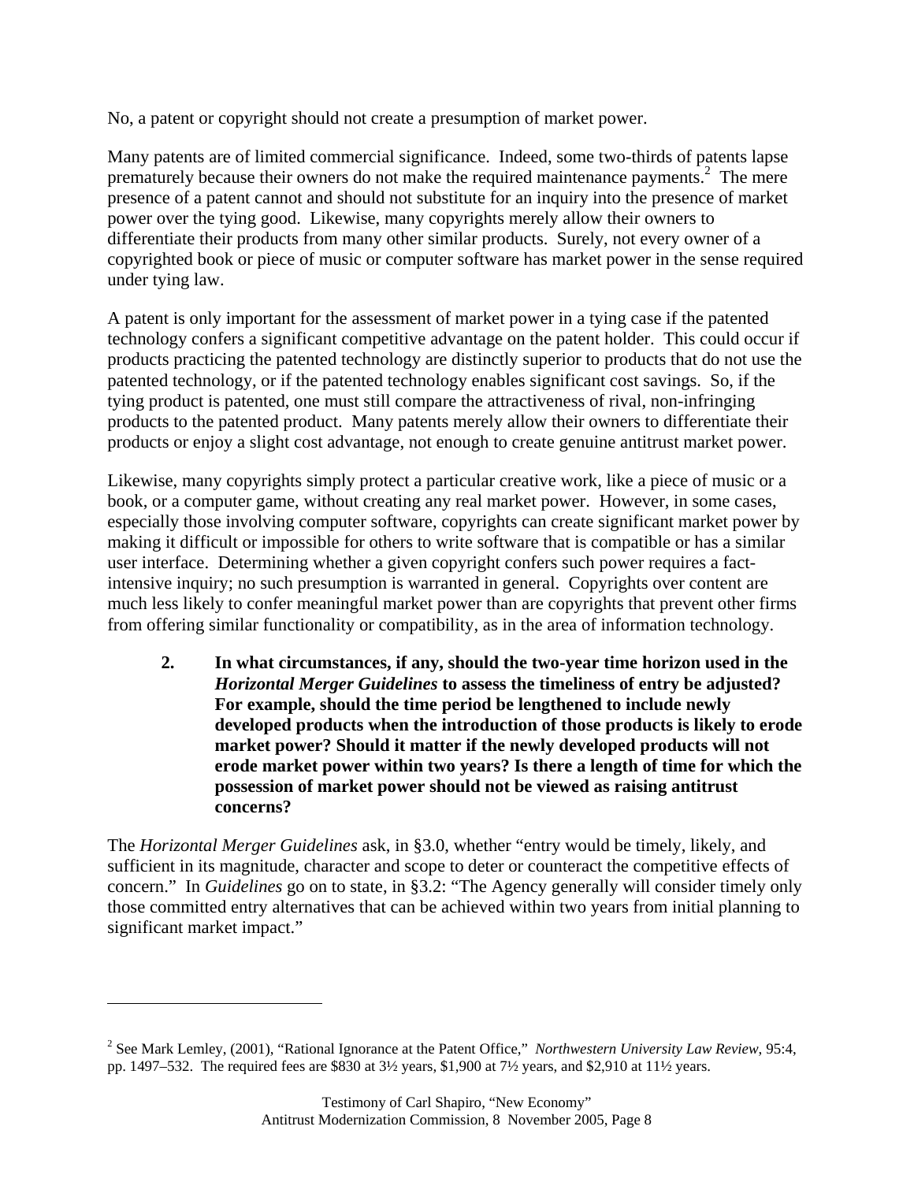No, a patent or copyright should not create a presumption of market power.

Many patents are of limited commercial significance. Indeed, some two-thirds of patents lapse prematurely because their owners do not make the required maintenance payments.[2] The mere presence of a patent cannot and should not substitute for an inquiry into the presence of market power over the tying good. Likewise, many copyrights merely allow their owners to differentiate their products from many other similar products. Surely, not every owner of a copyrighted book or piece of music or computer software has market power in the sense required under tying law.

A patent is only important for the assessment of market power in a tying case if the patented technology confers a significant competitive advantage on the patent holder. This could occur if products practicing the patented technology are distinctly superior to products that do not use the patented technology, or if the patented technology enables significant cost savings. So, if the tying product is patented, one must still compare the attractiveness of rival, non-infringing products to the patented product. Many patents merely allow their owners to differentiate their products or enjoy a slight cost advantage, not enough to create genuine antitrust market power.

Likewise, many copyrights simply protect a particular creative work, like a piece of music or a book, or a computer game, without creating any real market power. However, in some cases, especially those involving computer software, copyrights can create significant market power by making it difficult or impossible for others to write software that is compatible or has a similar user interface. Determining whether a given copyright confers such power requires a fact-intensive inquiry; no such presumption is warranted in general. Copyrights over content are much less likely to confer meaningful market power than are copyrights that prevent other firms from offering similar functionality or compatibility, as in the area of information technology.

> **2. In what circumstances, if any, should the two-year time horizon used in the *Horizontal Merger Guidelines* to assess the timeliness of entry be adjusted? For example, should the time period be lengthened to include newly developed products when the introduction of those products is likely to erode market power? Should it matter if the newly developed products will not erode market power within two years? Is there a length of time for which the possession of market power should not be viewed as raising antitrust concerns?**

The *Horizontal Merger Guidelines* ask, in §3.0, whether "entry would be timely, likely, and sufficient in its magnitude, character and scope to deter or counteract the competitive effects of concern." In *Guidelines* go on to state, in §3.2: "The Agency generally will consider timely only those committed entry alternatives that can be achieved within two years from initial planning to significant market impact."

---

[2] See Mark Lemley, (2001), "Rational Ignorance at the Patent Office," *Northwestern University Law Review*, 95:4, pp. 1497–532. The required fees are $830 at 3½ years, $1,900 at 7½ years, and $2,910 at 11½ years.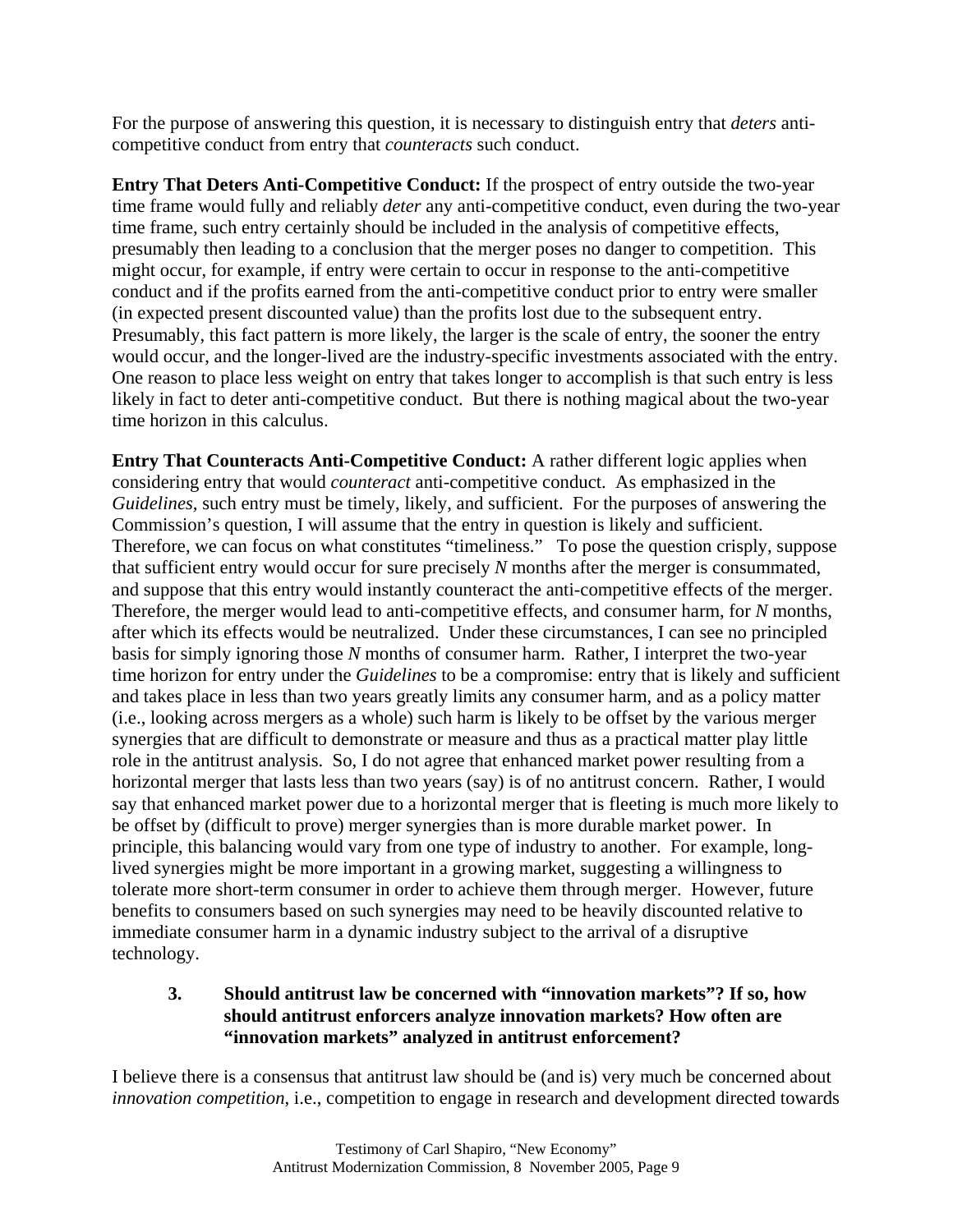For the purpose of answering this question, it is necessary to distinguish entry that *deters* anti-competitive conduct from entry that *counteracts* such conduct.

**Entry That Deters Anti-Competitive Conduct:** If the prospect of entry outside the two-year time frame would fully and reliably *deter* any anti-competitive conduct, even during the two-year time frame, such entry certainly should be included in the analysis of competitive effects, presumably then leading to a conclusion that the merger poses no danger to competition. This might occur, for example, if entry were certain to occur in response to the anti-competitive conduct and if the profits earned from the anti-competitive conduct prior to entry were smaller (in expected present discounted value) than the profits lost due to the subsequent entry. Presumably, this fact pattern is more likely, the larger is the scale of entry, the sooner the entry would occur, and the longer-lived are the industry-specific investments associated with the entry. One reason to place less weight on entry that takes longer to accomplish is that such entry is less likely in fact to deter anti-competitive conduct. But there is nothing magical about the two-year time horizon in this calculus.

**Entry That Counteracts Anti-Competitive Conduct:** A rather different logic applies when considering entry that would *counteract* anti-competitive conduct. As emphasized in the *Guidelines*, such entry must be timely, likely, and sufficient. For the purposes of answering the Commission's question, I will assume that the entry in question is likely and sufficient. Therefore, we can focus on what constitutes "timeliness." To pose the question crisply, suppose that sufficient entry would occur for sure precisely *N* months after the merger is consummated, and suppose that this entry would instantly counteract the anti-competitive effects of the merger. Therefore, the merger would lead to anti-competitive effects, and consumer harm, for *N* months, after which its effects would be neutralized. Under these circumstances, I can see no principled basis for simply ignoring those *N* months of consumer harm. Rather, I interpret the two-year time horizon for entry under the *Guidelines* to be a compromise: entry that is likely and sufficient and takes place in less than two years greatly limits any consumer harm, and as a policy matter (i.e., looking across mergers as a whole) such harm is likely to be offset by the various merger synergies that are difficult to demonstrate or measure and thus as a practical matter play little role in the antitrust analysis. So, I do not agree that enhanced market power resulting from a horizontal merger that lasts less than two years (say) is of no antitrust concern. Rather, I would say that enhanced market power due to a horizontal merger that is fleeting is much more likely to be offset by (difficult to prove) merger synergies than is more durable market power. In principle, this balancing would vary from one type of industry to another. For example, long-lived synergies might be more important in a growing market, suggesting a willingness to tolerate more short-term consumer in order to achieve them through merger. However, future benefits to consumers based on such synergies may need to be heavily discounted relative to immediate consumer harm in a dynamic industry subject to the arrival of a disruptive technology.

### 3. Should antitrust law be concerned with "innovation markets"? If so, how should antitrust enforcers analyze innovation markets? How often are "innovation markets" analyzed in antitrust enforcement?

I believe there is a consensus that antitrust law should be (and is) very much be concerned about *innovation competition*, i.e., competition to engage in research and development directed towards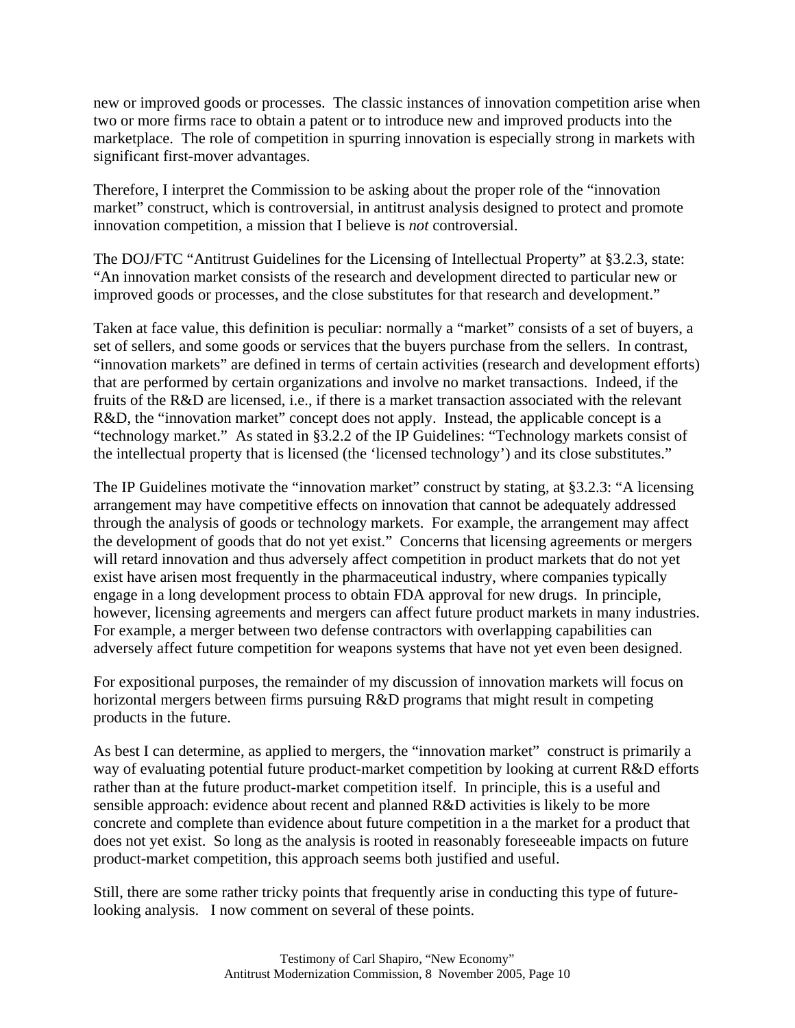new or improved goods or processes. The classic instances of innovation competition arise when two or more firms race to obtain a patent or to introduce new and improved products into the marketplace. The role of competition in spurring innovation is especially strong in markets with significant first-mover advantages.

Therefore, I interpret the Commission to be asking about the proper role of the "innovation market" construct, which is controversial, in antitrust analysis designed to protect and promote innovation competition, a mission that I believe is *not* controversial.

The DOJ/FTC "Antitrust Guidelines for the Licensing of Intellectual Property" at §3.2.3, state: "An innovation market consists of the research and development directed to particular new or improved goods or processes, and the close substitutes for that research and development."

Taken at face value, this definition is peculiar: normally a "market" consists of a set of buyers, a set of sellers, and some goods or services that the buyers purchase from the sellers. In contrast, "innovation markets" are defined in terms of certain activities (research and development efforts) that are performed by certain organizations and involve no market transactions. Indeed, if the fruits of the R&D are licensed, i.e., if there is a market transaction associated with the relevant R&D, the "innovation market" concept does not apply. Instead, the applicable concept is a "technology market." As stated in §3.2.2 of the IP Guidelines: "Technology markets consist of the intellectual property that is licensed (the 'licensed technology') and its close substitutes."

The IP Guidelines motivate the "innovation market" construct by stating, at §3.2.3: "A licensing arrangement may have competitive effects on innovation that cannot be adequately addressed through the analysis of goods or technology markets. For example, the arrangement may affect the development of goods that do not yet exist." Concerns that licensing agreements or mergers will retard innovation and thus adversely affect competition in product markets that do not yet exist have arisen most frequently in the pharmaceutical industry, where companies typically engage in a long development process to obtain FDA approval for new drugs. In principle, however, licensing agreements and mergers can affect future product markets in many industries. For example, a merger between two defense contractors with overlapping capabilities can adversely affect future competition for weapons systems that have not yet even been designed.

For expositional purposes, the remainder of my discussion of innovation markets will focus on horizontal mergers between firms pursuing R&D programs that might result in competing products in the future.

As best I can determine, as applied to mergers, the "innovation market" construct is primarily a way of evaluating potential future product-market competition by looking at current R&D efforts rather than at the future product-market competition itself. In principle, this is a useful and sensible approach: evidence about recent and planned R&D activities is likely to be more concrete and complete than evidence about future competition in a the market for a product that does not yet exist. So long as the analysis is rooted in reasonably foreseeable impacts on future product-market competition, this approach seems both justified and useful.

Still, there are some rather tricky points that frequently arise in conducting this type of future-looking analysis. I now comment on several of these points.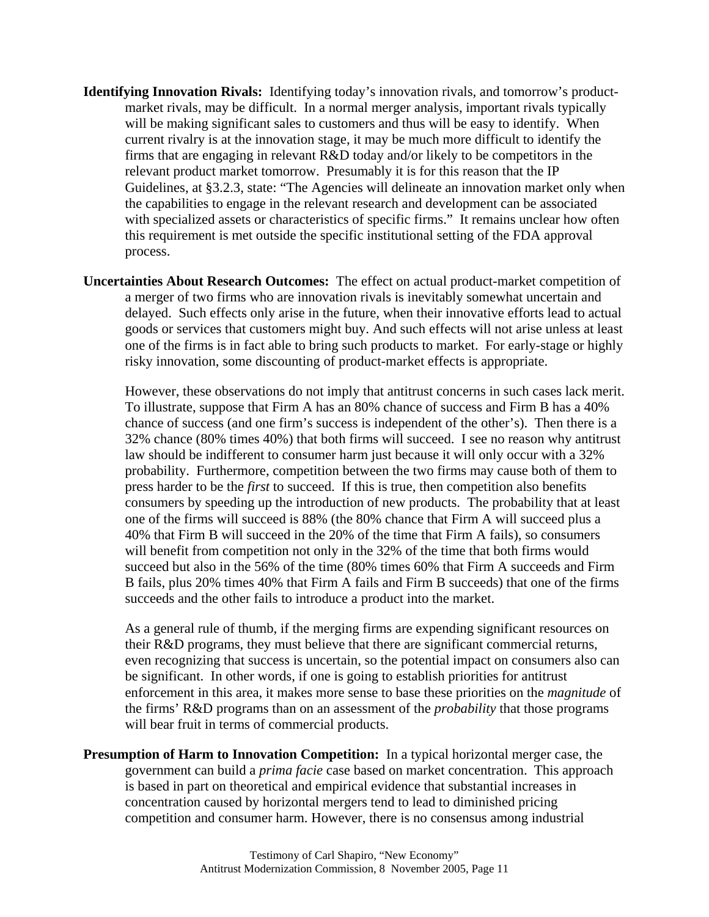**Identifying Innovation Rivals:** Identifying today's innovation rivals, and tomorrow's product-market rivals, may be difficult. In a normal merger analysis, important rivals typically will be making significant sales to customers and thus will be easy to identify. When current rivalry is at the innovation stage, it may be much more difficult to identify the firms that are engaging in relevant R&D today and/or likely to be competitors in the relevant product market tomorrow. Presumably it is for this reason that the IP Guidelines, at §3.2.3, state: "The Agencies will delineate an innovation market only when the capabilities to engage in the relevant research and development can be associated with specialized assets or characteristics of specific firms." It remains unclear how often this requirement is met outside the specific institutional setting of the FDA approval process.

**Uncertainties About Research Outcomes:** The effect on actual product-market competition of a merger of two firms who are innovation rivals is inevitably somewhat uncertain and delayed. Such effects only arise in the future, when their innovative efforts lead to actual goods or services that customers might buy. And such effects will not arise unless at least one of the firms is in fact able to bring such products to market. For early-stage or highly risky innovation, some discounting of product-market effects is appropriate.

However, these observations do not imply that antitrust concerns in such cases lack merit. To illustrate, suppose that Firm A has an 80% chance of success and Firm B has a 40% chance of success (and one firm's success is independent of the other's). Then there is a 32% chance (80% times 40%) that both firms will succeed. I see no reason why antitrust law should be indifferent to consumer harm just because it will only occur with a 32% probability. Furthermore, competition between the two firms may cause both of them to press harder to be the *first* to succeed. If this is true, then competition also benefits consumers by speeding up the introduction of new products. The probability that at least one of the firms will succeed is 88% (the 80% chance that Firm A will succeed plus a 40% that Firm B will succeed in the 20% of the time that Firm A fails), so consumers will benefit from competition not only in the 32% of the time that both firms would succeed but also in the 56% of the time (80% times 60% that Firm A succeeds and Firm B fails, plus 20% times 40% that Firm A fails and Firm B succeeds) that one of the firms succeeds and the other fails to introduce a product into the market.

As a general rule of thumb, if the merging firms are expending significant resources on their R&D programs, they must believe that there are significant commercial returns, even recognizing that success is uncertain, so the potential impact on consumers also can be significant. In other words, if one is going to establish priorities for antitrust enforcement in this area, it makes more sense to base these priorities on the *magnitude* of the firms' R&D programs than on an assessment of the *probability* that those programs will bear fruit in terms of commercial products.

**Presumption of Harm to Innovation Competition:** In a typical horizontal merger case, the government can build a *prima facie* case based on market concentration. This approach is based in part on theoretical and empirical evidence that substantial increases in concentration caused by horizontal mergers tend to lead to diminished pricing competition and consumer harm. However, there is no consensus among industrial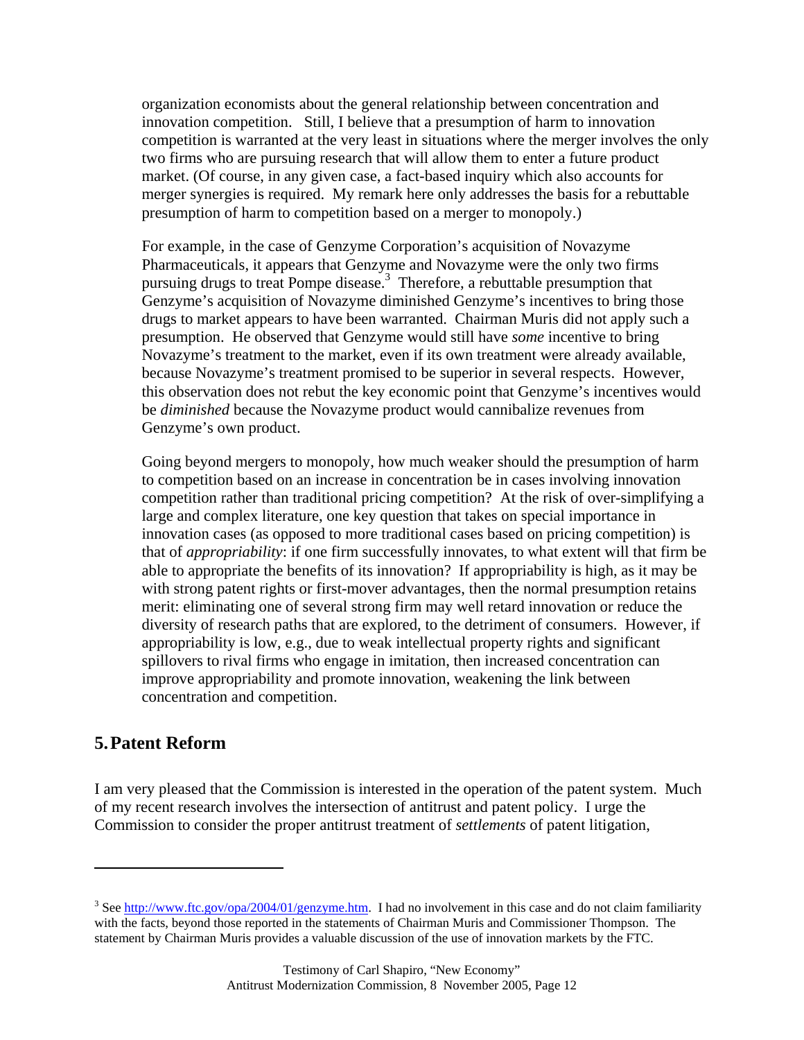organization economists about the general relationship between concentration and innovation competition. Still, I believe that a presumption of harm to innovation competition is warranted at the very least in situations where the merger involves the only two firms who are pursuing research that will allow them to enter a future product market. (Of course, in any given case, a fact-based inquiry which also accounts for merger synergies is required. My remark here only addresses the basis for a rebuttable presumption of harm to competition based on a merger to monopoly.)

For example, in the case of Genzyme Corporation's acquisition of Novazyme Pharmaceuticals, it appears that Genzyme and Novazyme were the only two firms pursuing drugs to treat Pompe disease.[3] Therefore, a rebuttable presumption that Genzyme's acquisition of Novazyme diminished Genzyme's incentives to bring those drugs to market appears to have been warranted. Chairman Muris did not apply such a presumption. He observed that Genzyme would still have *some* incentive to bring Novazyme's treatment to the market, even if its own treatment were already available, because Novazyme's treatment promised to be superior in several respects. However, this observation does not rebut the key economic point that Genzyme's incentives would be *diminished* because the Novazyme product would cannibalize revenues from Genzyme's own product.

Going beyond mergers to monopoly, how much weaker should the presumption of harm to competition based on an increase in concentration be in cases involving innovation competition rather than traditional pricing competition? At the risk of over-simplifying a large and complex literature, one key question that takes on special importance in innovation cases (as opposed to more traditional cases based on pricing competition) is that of *appropriability*: if one firm successfully innovates, to what extent will that firm be able to appropriate the benefits of its innovation? If appropriability is high, as it may be with strong patent rights or first-mover advantages, then the normal presumption retains merit: eliminating one of several strong firm may well retard innovation or reduce the diversity of research paths that are explored, to the detriment of consumers. However, if appropriability is low, e.g., due to weak intellectual property rights and significant spillovers to rival firms who engage in imitation, then increased concentration can improve appropriability and promote innovation, weakening the link between concentration and competition.

## 5. Patent Reform

I am very pleased that the Commission is interested in the operation of the patent system. Much of my recent research involves the intersection of antitrust and patent policy. I urge the Commission to consider the proper antitrust treatment of *settlements* of patent litigation,

[3] See http://www.ftc.gov/opa/2004/01/genzyme.htm. I had no involvement in this case and do not claim familiarity with the facts, beyond those reported in the statements of Chairman Muris and Commissioner Thompson. The statement by Chairman Muris provides a valuable discussion of the use of innovation markets by the FTC.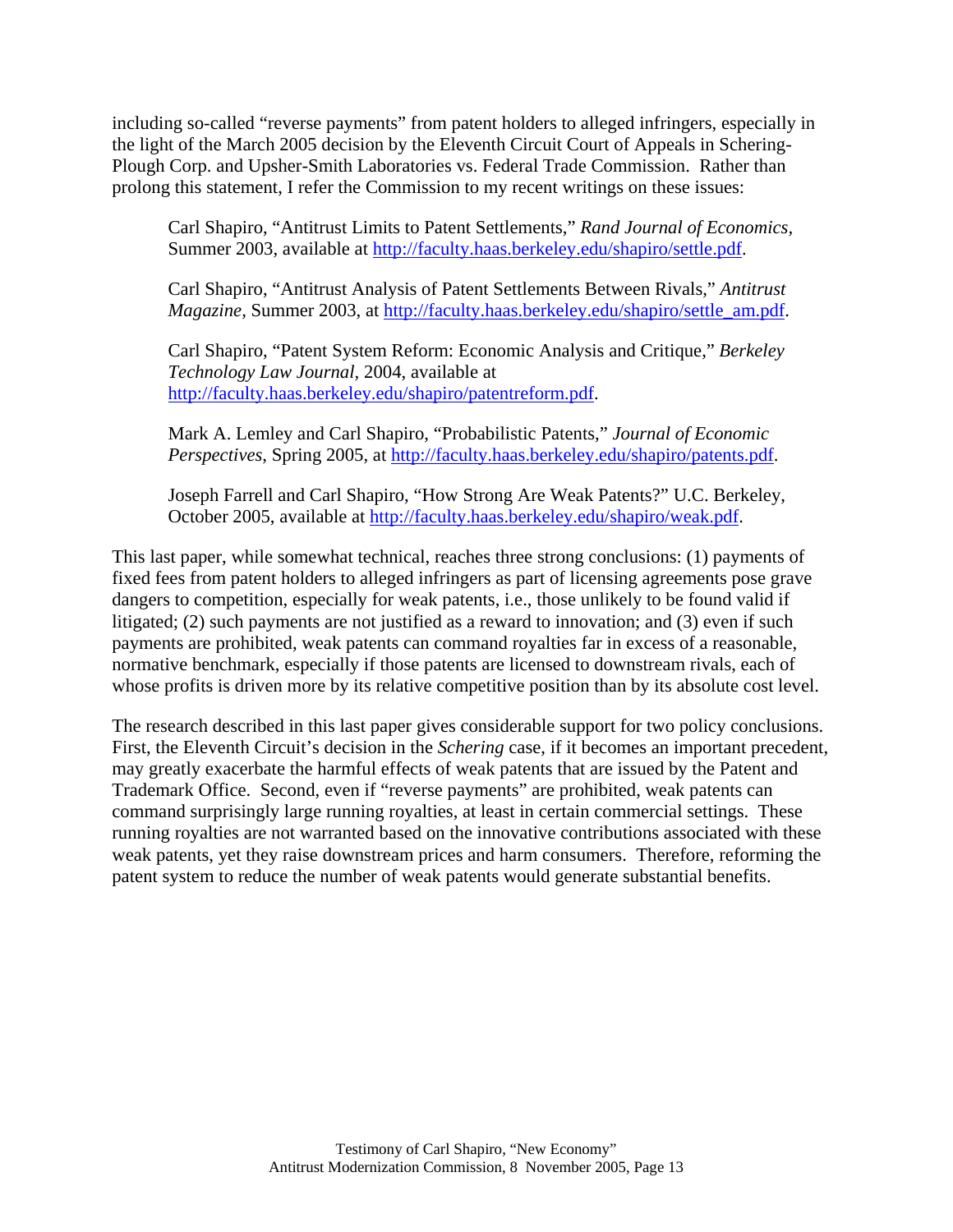including so-called "reverse payments" from patent holders to alleged infringers, especially in the light of the March 2005 decision by the Eleventh Circuit Court of Appeals in Schering-Plough Corp. and Upsher-Smith Laboratories vs. Federal Trade Commission. Rather than prolong this statement, I refer the Commission to my recent writings on these issues:

> Carl Shapiro, "Antitrust Limits to Patent Settlements," *Rand Journal of Economics*, Summer 2003, available at http://faculty.haas.berkeley.edu/shapiro/settle.pdf.
>
> Carl Shapiro, "Antitrust Analysis of Patent Settlements Between Rivals," *Antitrust Magazine*, Summer 2003, at http://faculty.haas.berkeley.edu/shapiro/settle_am.pdf.
>
> Carl Shapiro, "Patent System Reform: Economic Analysis and Critique," *Berkeley Technology Law Journal*, 2004, available at http://faculty.haas.berkeley.edu/shapiro/patentreform.pdf.
>
> Mark A. Lemley and Carl Shapiro, "Probabilistic Patents," *Journal of Economic Perspectives*, Spring 2005, at http://faculty.haas.berkeley.edu/shapiro/patents.pdf.
>
> Joseph Farrell and Carl Shapiro, "How Strong Are Weak Patents?" U.C. Berkeley, October 2005, available at http://faculty.haas.berkeley.edu/shapiro/weak.pdf.

This last paper, while somewhat technical, reaches three strong conclusions: (1) payments of fixed fees from patent holders to alleged infringers as part of licensing agreements pose grave dangers to competition, especially for weak patents, i.e., those unlikely to be found valid if litigated; (2) such payments are not justified as a reward to innovation; and (3) even if such payments are prohibited, weak patents can command royalties far in excess of a reasonable, normative benchmark, especially if those patents are licensed to downstream rivals, each of whose profits is driven more by its relative competitive position than by its absolute cost level.

The research described in this last paper gives considerable support for two policy conclusions. First, the Eleventh Circuit's decision in the *Schering* case, if it becomes an important precedent, may greatly exacerbate the harmful effects of weak patents that are issued by the Patent and Trademark Office. Second, even if "reverse payments" are prohibited, weak patents can command surprisingly large running royalties, at least in certain commercial settings. These running royalties are not warranted based on the innovative contributions associated with these weak patents, yet they raise downstream prices and harm consumers. Therefore, reforming the patent system to reduce the number of weak patents would generate substantial benefits.